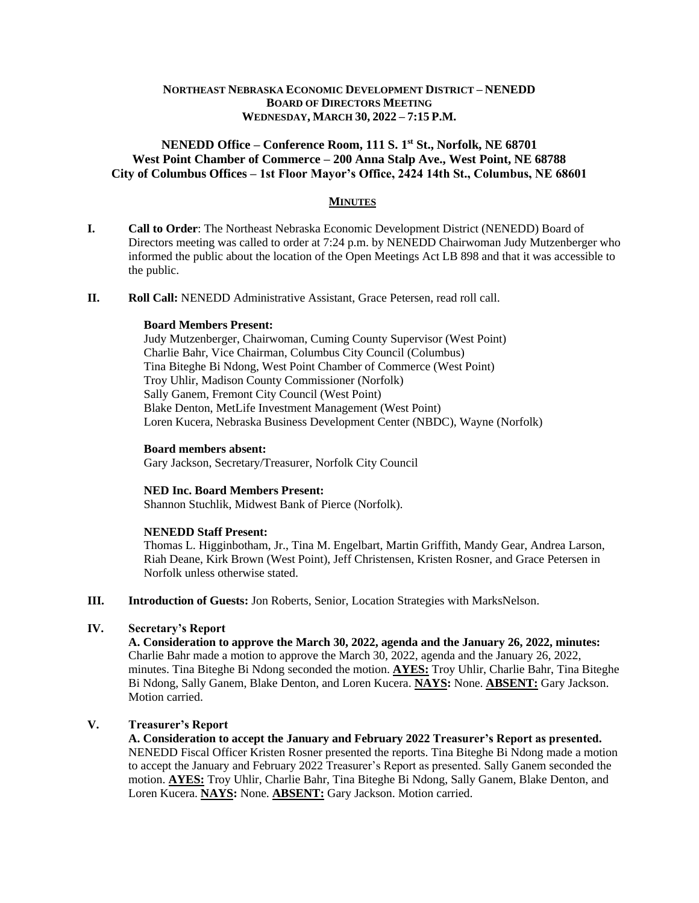**NORTHEAST NEBRASKA ECONOMIC DEVELOPMENT DISTRICT – NENEDD**
**BOARD OF DIRECTORS MEETING**
**WEDNESDAY, MARCH 30, 2022 – 7:15 P.M.**

**NENEDD Office – Conference Room, 111 S. 1st St., Norfolk, NE 68701**
**West Point Chamber of Commerce – 200 Anna Stalp Ave., West Point, NE 68788**
**City of Columbus Offices – 1st Floor Mayor's Office, 2424 14th St., Columbus, NE 68601**

# MINUTES

**I. Call to Order**: The Northeast Nebraska Economic Development District (NENEDD) Board of Directors meeting was called to order at 7:24 p.m. by NENEDD Chairwoman Judy Mutzenberger who informed the public about the location of the Open Meetings Act LB 898 and that it was accessible to the public.

**II. Roll Call:** NENEDD Administrative Assistant, Grace Petersen, read roll call.

**Board Members Present:**
Judy Mutzenberger, Chairwoman, Cuming County Supervisor (West Point)
Charlie Bahr, Vice Chairman, Columbus City Council (Columbus)
Tina Biteghe Bi Ndong, West Point Chamber of Commerce (West Point)
Troy Uhlir, Madison County Commissioner (Norfolk)
Sally Ganem, Fremont City Council (West Point)
Blake Denton, MetLife Investment Management (West Point)
Loren Kucera, Nebraska Business Development Center (NBDC), Wayne (Norfolk)

**Board members absent:**
Gary Jackson, Secretary/Treasurer, Norfolk City Council

**NED Inc. Board Members Present:**
Shannon Stuchlik, Midwest Bank of Pierce (Norfolk).

**NENEDD Staff Present:**
Thomas L. Higginbotham, Jr., Tina M. Engelbart, Martin Griffith, Mandy Gear, Andrea Larson, Riah Deane, Kirk Brown (West Point), Jeff Christensen, Kristen Rosner, and Grace Petersen in Norfolk unless otherwise stated.

**III. Introduction of Guests:** Jon Roberts, Senior, Location Strategies with MarksNelson.

**IV. Secretary's Report**

**A. Consideration to approve the March 30, 2022, agenda and the January 26, 2022, minutes:** Charlie Bahr made a motion to approve the March 30, 2022, agenda and the January 26, 2022, minutes. Tina Biteghe Bi Ndong seconded the motion. **AYES:** Troy Uhlir, Charlie Bahr, Tina Biteghe Bi Ndong, Sally Ganem, Blake Denton, and Loren Kucera. **NAYS:** None. **ABSENT:** Gary Jackson. Motion carried.

**V. Treasurer's Report**

**A. Consideration to accept the January and February 2022 Treasurer's Report as presented.** NENEDD Fiscal Officer Kristen Rosner presented the reports. Tina Biteghe Bi Ndong made a motion to accept the January and February 2022 Treasurer's Report as presented. Sally Ganem seconded the motion. **AYES:** Troy Uhlir, Charlie Bahr, Tina Biteghe Bi Ndong, Sally Ganem, Blake Denton, and Loren Kucera. **NAYS:** None. **ABSENT:** Gary Jackson. Motion carried.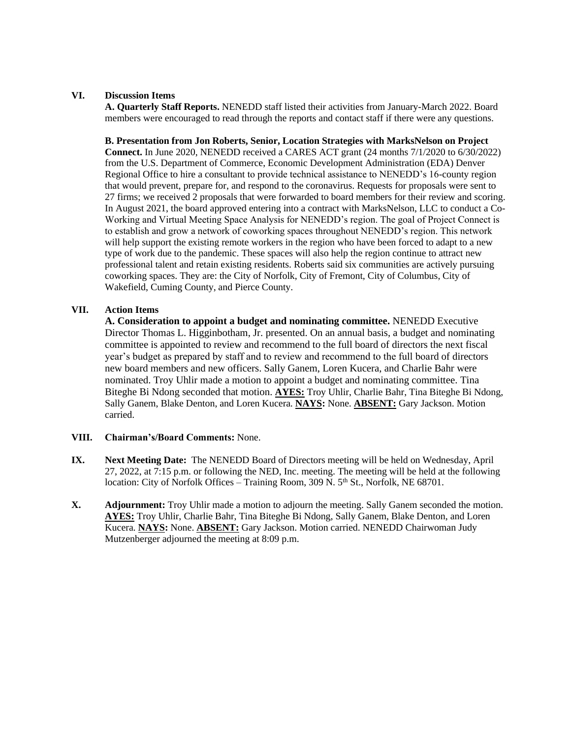## VI. Discussion Items

**A. Quarterly Staff Reports.** NENEDD staff listed their activities from January-March 2022. Board members were encouraged to read through the reports and contact staff if there were any questions.

**B. Presentation from Jon Roberts, Senior, Location Strategies with MarksNelson on Project Connect.** In June 2020, NENEDD received a CARES ACT grant (24 months 7/1/2020 to 6/30/2022) from the U.S. Department of Commerce, Economic Development Administration (EDA) Denver Regional Office to hire a consultant to provide technical assistance to NENEDD's 16-county region that would prevent, prepare for, and respond to the coronavirus. Requests for proposals were sent to 27 firms; we received 2 proposals that were forwarded to board members for their review and scoring. In August 2021, the board approved entering into a contract with MarksNelson, LLC to conduct a Co-Working and Virtual Meeting Space Analysis for NENEDD's region. The goal of Project Connect is to establish and grow a network of coworking spaces throughout NENEDD's region. This network will help support the existing remote workers in the region who have been forced to adapt to a new type of work due to the pandemic. These spaces will also help the region continue to attract new professional talent and retain existing residents. Roberts said six communities are actively pursuing coworking spaces. They are: the City of Norfolk, City of Fremont, City of Columbus, City of Wakefield, Cuming County, and Pierce County.

## VII. Action Items

**A. Consideration to appoint a budget and nominating committee.** NENEDD Executive Director Thomas L. Higginbotham, Jr. presented. On an annual basis, a budget and nominating committee is appointed to review and recommend to the full board of directors the next fiscal year's budget as prepared by staff and to review and recommend to the full board of directors new board members and new officers. Sally Ganem, Loren Kucera, and Charlie Bahr were nominated. Troy Uhlir made a motion to appoint a budget and nominating committee. Tina Biteghe Bi Ndong seconded that motion. **AYES:** Troy Uhlir, Charlie Bahr, Tina Biteghe Bi Ndong, Sally Ganem, Blake Denton, and Loren Kucera. **NAYS:** None. **ABSENT:** Gary Jackson. Motion carried.

## VIII. Chairman's/Board Comments: None.

## IX. Next Meeting Date:

The NENEDD Board of Directors meeting will be held on Wednesday, April 27, 2022, at 7:15 p.m. or following the NED, Inc. meeting. The meeting will be held at the following location: City of Norfolk Offices – Training Room, 309 N. 5th St., Norfolk, NE 68701.

## X. Adjournment:

Troy Uhlir made a motion to adjourn the meeting. Sally Ganem seconded the motion. **AYES:** Troy Uhlir, Charlie Bahr, Tina Biteghe Bi Ndong, Sally Ganem, Blake Denton, and Loren Kucera. **NAYS:** None. **ABSENT:** Gary Jackson. Motion carried. NENEDD Chairwoman Judy Mutzenberger adjourned the meeting at 8:09 p.m.